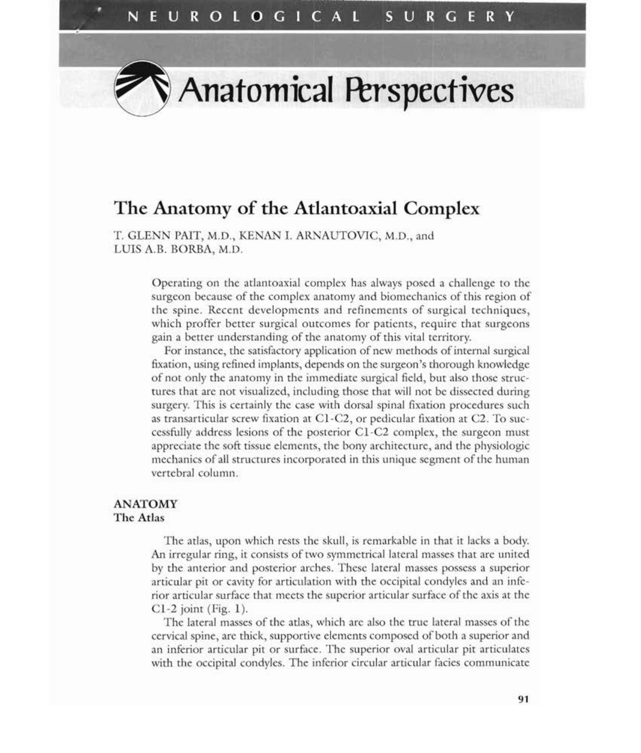# The Anatomy of the Atlantoaxial Complex

T. GLENN PAIT, M.D., KENAN I. ARNAUTOVIC, M.D., and LUIS A.B. BORBA, M.D.

Operating on the atlantoaxial complex has always posed a challenge to the surgeon because of the complex anatomy and biomechanics of this region of the spine. Recent developments and refinements of surgical techniques, which proffer better surgical outcomes for patients, require that surgeons gain a better understanding of the anatomy of this vital territory.

For instance, the satisfactory application of new methods of internal surgical fixation, using refined implants, depends on the surgeon's thorough knowledge of not only the anatomy in the immediate surgical field, but also those structures that are not visualized, including those that will not be dissected during surgery. This is certainly the case with dorsal spinal fixation procedures such as transarticular screw fixation at C1-C2, or pedicular fixation at C2. To successfully address lesions of the posterior C1-C2 complex, the surgeon must appreciate the soft tissue elements, the bony architecture, and the physiologic mechanics of all structures incorporated in this unique segment of the human vertebral column.

## ANATOMY

### The Atlas

The atlas, upon which rests the skull, is remarkable in that it lacks a body. An irregular ring, it consists of two symmetrical lateral masses that are united by the anterior and posterior arches. These lateral masses possess a superior articular pit or cavity for articulation with the occipital condyles and an inferior articular surface that meets the superior articular surface of the axis at the C1-2 joint (Fig. 1).

The lateral masses of the atlas, which are also the true lateral masses of the cervical spine, are thick, supportive elements composed of both a superior and an inferior articular pit or surface. The superior oval articular pit articulates with the occipital condyles. The inferior circular articular facies communicate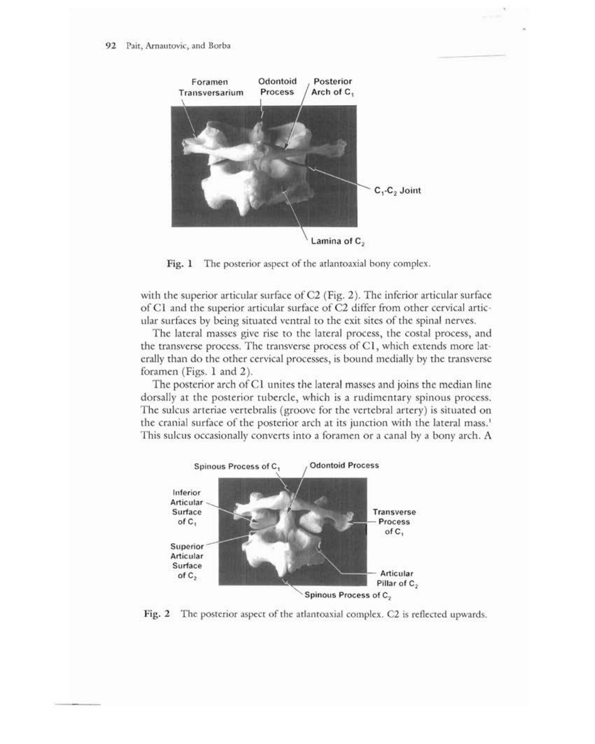Fig. 1 The posterior aspect of the atlantoaxial bony complex.

with the superior articular surface of C2 (Fig. 2). The inferior articular surface of C1 and the superior articular surface of C2 differ from other cervical articular surfaces by being situated ventral to the exit sites of the spinal nerves.

The lateral masses give rise to the lateral process, the costal process, and the transverse process. The transverse process of C1, which extends more laterally than do the other cervical processes, is bound medially by the transverse foramen (Figs. 1 and 2).

The posterior arch of C1 unites the lateral masses and joins the median line dorsally at the posterior tubercle, which is a rudimentary spinous process. The sulcus arteriae vertebralis (groove for the vertebral artery) is situated on the cranial surface of the posterior arch at its junction with the lateral mass.[1] This sulcus occasionally converts into a foramen or a canal by a bony arch. A

Fig. 2 The posterior aspect of the atlantoaxial complex. C2 is reflected upwards.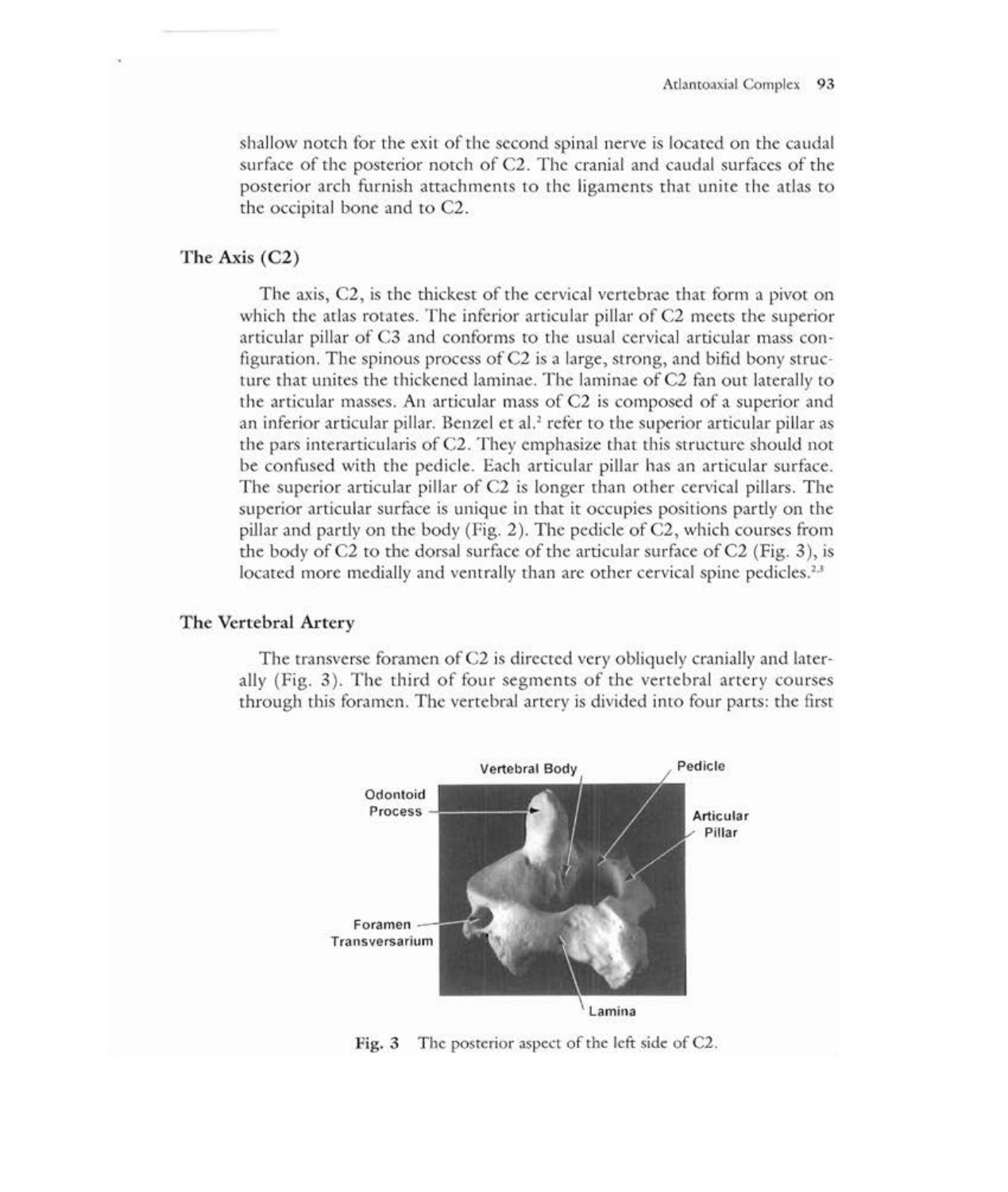shallow notch for the exit of the second spinal nerve is located on the caudal surface of the posterior notch of C2. The cranial and caudal surfaces of the posterior arch furnish attachments to the ligaments that unite the atlas to the occipital bone and to C2.

## The Axis (C2)

The axis, C2, is the thickest of the cervical vertebrae that form a pivot on which the atlas rotates. The inferior articular pillar of C2 meets the superior articular pillar of C3 and conforms to the usual cervical articular mass configuration. The spinous process of C2 is a large, strong, and bifid bony structure that unites the thickened laminae. The laminae of C2 fan out laterally to the articular masses. An articular mass of C2 is composed of a superior and an inferior articular pillar. Benzel et al.[2] refer to the superior articular pillar as the pars interarticularis of C2. They emphasize that this structure should not be confused with the pedicle. Each articular pillar has an articular surface. The superior articular pillar of C2 is longer than other cervical pillars. The superior articular surface is unique in that it occupies positions partly on the pillar and partly on the body (Fig. 2). The pedicle of C2, which courses from the body of C2 to the dorsal surface of the articular surface of C2 (Fig. 3), is located more medially and ventrally than are other cervical spine pedicles.[2,3]

## The Vertebral Artery

The transverse foramen of C2 is directed very obliquely cranially and laterally (Fig. 3). The third of four segments of the vertebral artery courses through this foramen. The vertebral artery is divided into four parts: the first

Fig. 3 The posterior aspect of the left side of C2.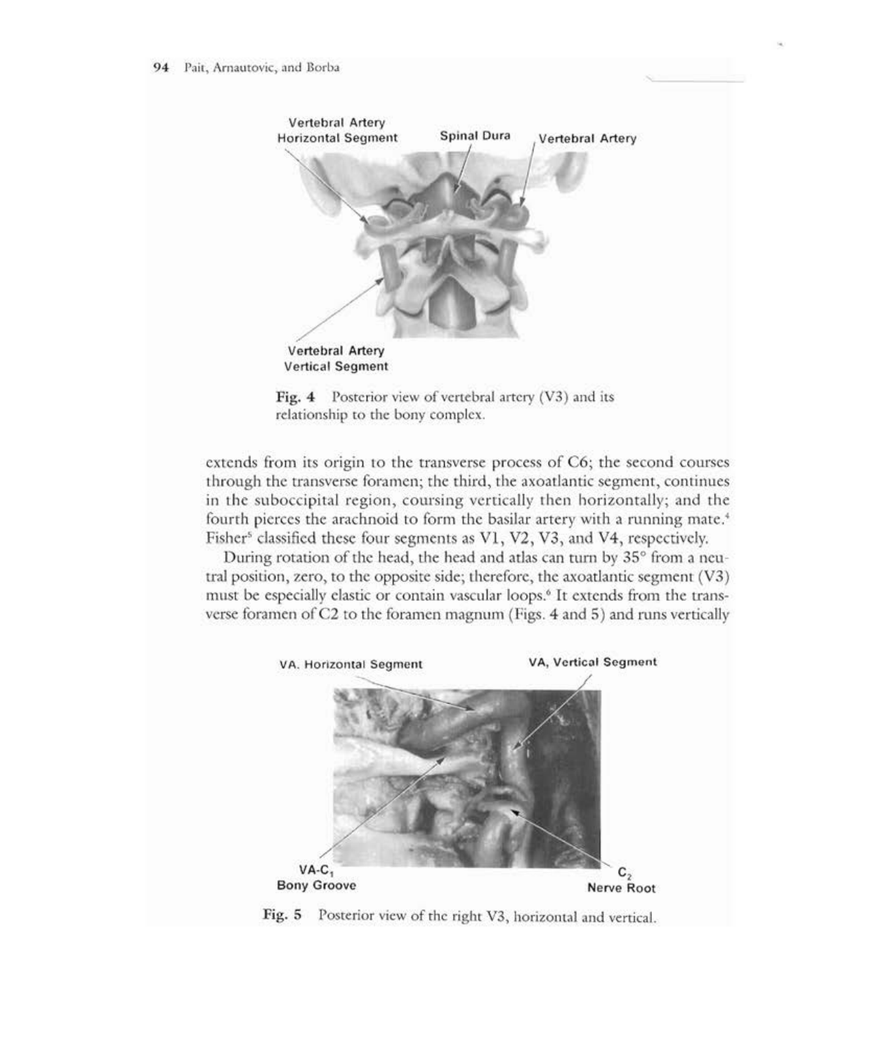Fig. 4 Posterior view of vertebral artery (V3) and its relationship to the bony complex.

extends from its origin to the transverse process of C6; the second courses through the transverse foramen; the third, the axoatlantic segment, continues in the suboccipital region, coursing vertically then horizontally; and the fourth pierces the arachnoid to form the basilar artery with a running mate.[4] Fisher[5] classified these four segments as V1, V2, V3, and V4, respectively.

During rotation of the head, the head and atlas can turn by 35° from a neutral position, zero, to the opposite side; therefore, the axoatlantic segment (V3) must be especially elastic or contain vascular loops.[6] It extends from the transverse foramen of C2 to the foramen magnum (Figs. 4 and 5) and runs vertically

Fig. 5 Posterior view of the right V3, horizontal and vertical.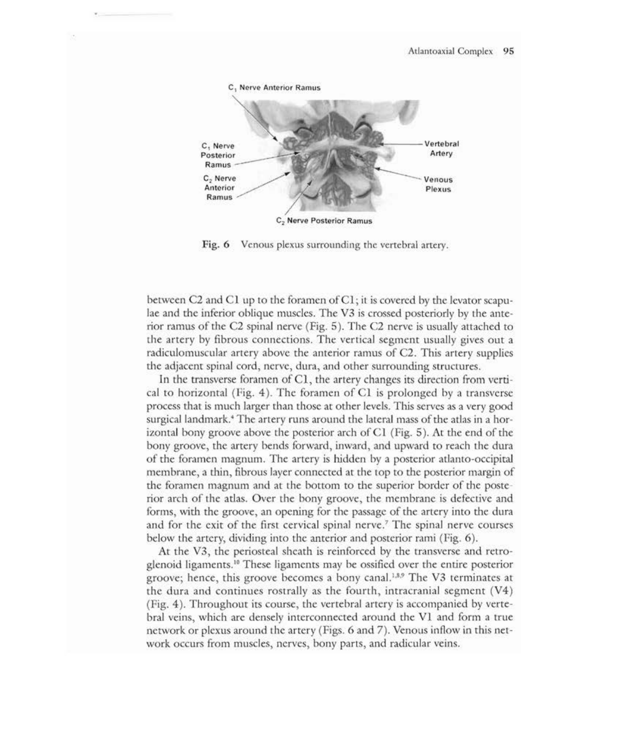Fig. 6 Venous plexus surrounding the vertebral artery.

between C2 and C1 up to the foramen of C1; it is covered by the levator scapulae and the inferior oblique muscles. The V3 is crossed posteriorly by the anterior ramus of the C2 spinal nerve (Fig. 5). The C2 nerve is usually attached to the artery by fibrous connections. The vertical segment usually gives out a radiculomuscular artery above the anterior ramus of C2. This artery supplies the adjacent spinal cord, nerve, dura, and other surrounding structures.

In the transverse foramen of C1, the artery changes its direction from vertical to horizontal (Fig. 4). The foramen of C1 is prolonged by a transverse process that is much larger than those at other levels. This serves as a very good surgical landmark.[4] The artery runs around the lateral mass of the atlas in a horizontal bony groove above the posterior arch of C1 (Fig. 5). At the end of the bony groove, the artery bends forward, inward, and upward to reach the dura of the foramen magnum. The artery is hidden by a posterior atlanto-occipital membrane, a thin, fibrous layer connected at the top to the posterior margin of the foramen magnum and at the bottom to the superior border of the posterior arch of the atlas. Over the bony groove, the membrane is defective and forms, with the groove, an opening for the passage of the artery into the dura and for the exit of the first cervical spinal nerve.[7] The spinal nerve courses below the artery, dividing into the anterior and posterior rami (Fig. 6).

At the V3, the periosteal sheath is reinforced by the transverse and retroglenoid ligaments.[10] These ligaments may be ossified over the entire posterior groove; hence, this groove becomes a bony canal.[1,8,9] The V3 terminates at the dura and continues rostrally as the fourth, intracranial segment (V4) (Fig. 4). Throughout its course, the vertebral artery is accompanied by vertebral veins, which are densely interconnected around the V1 and form a true network or plexus around the artery (Figs. 6 and 7). Venous inflow in this network occurs from muscles, nerves, bony parts, and radicular veins.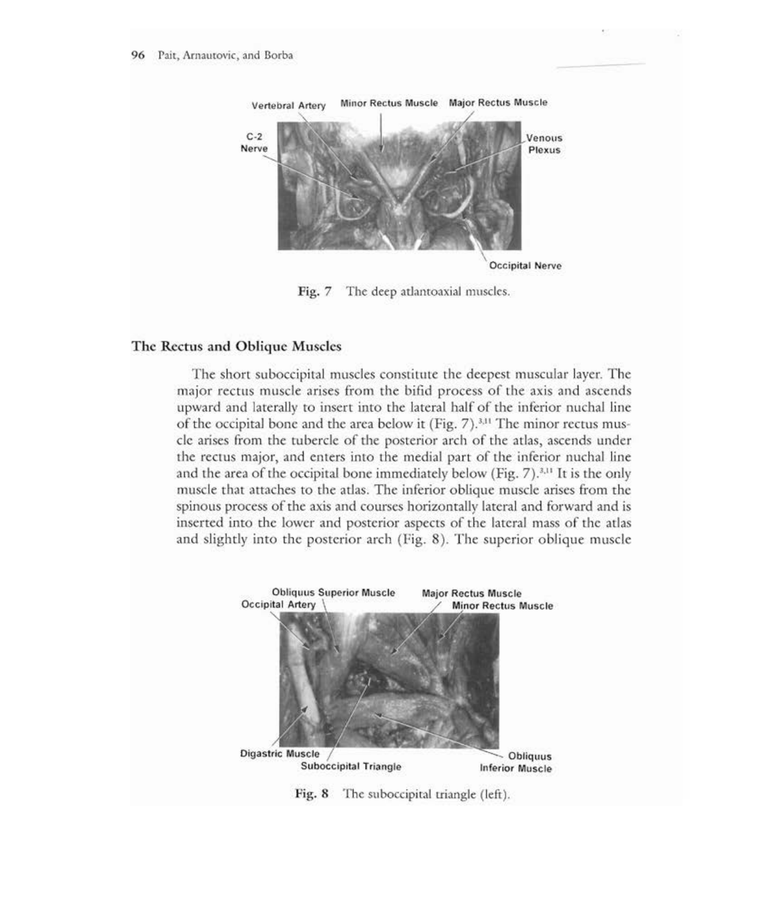Fig. 7 The deep atlantoaxial muscles.

## The Rectus and Oblique Muscles

The short suboccipital muscles constitute the deepest muscular layer. The major rectus muscle arises from the bifid process of the axis and ascends upward and laterally to insert into the lateral half of the inferior nuchal line of the occipital bone and the area below it (Fig. 7).[3,11] The minor rectus muscle arises from the tubercle of the posterior arch of the atlas, ascends under the rectus major, and enters into the medial part of the inferior nuchal line and the area of the occipital bone immediately below (Fig. 7).[3,11] It is the only muscle that attaches to the atlas. The inferior oblique muscle arises from the spinous process of the axis and courses horizontally lateral and forward and is inserted into the lower and posterior aspects of the lateral mass of the atlas and slightly into the posterior arch (Fig. 8). The superior oblique muscle

Fig. 8 The suboccipital triangle (left).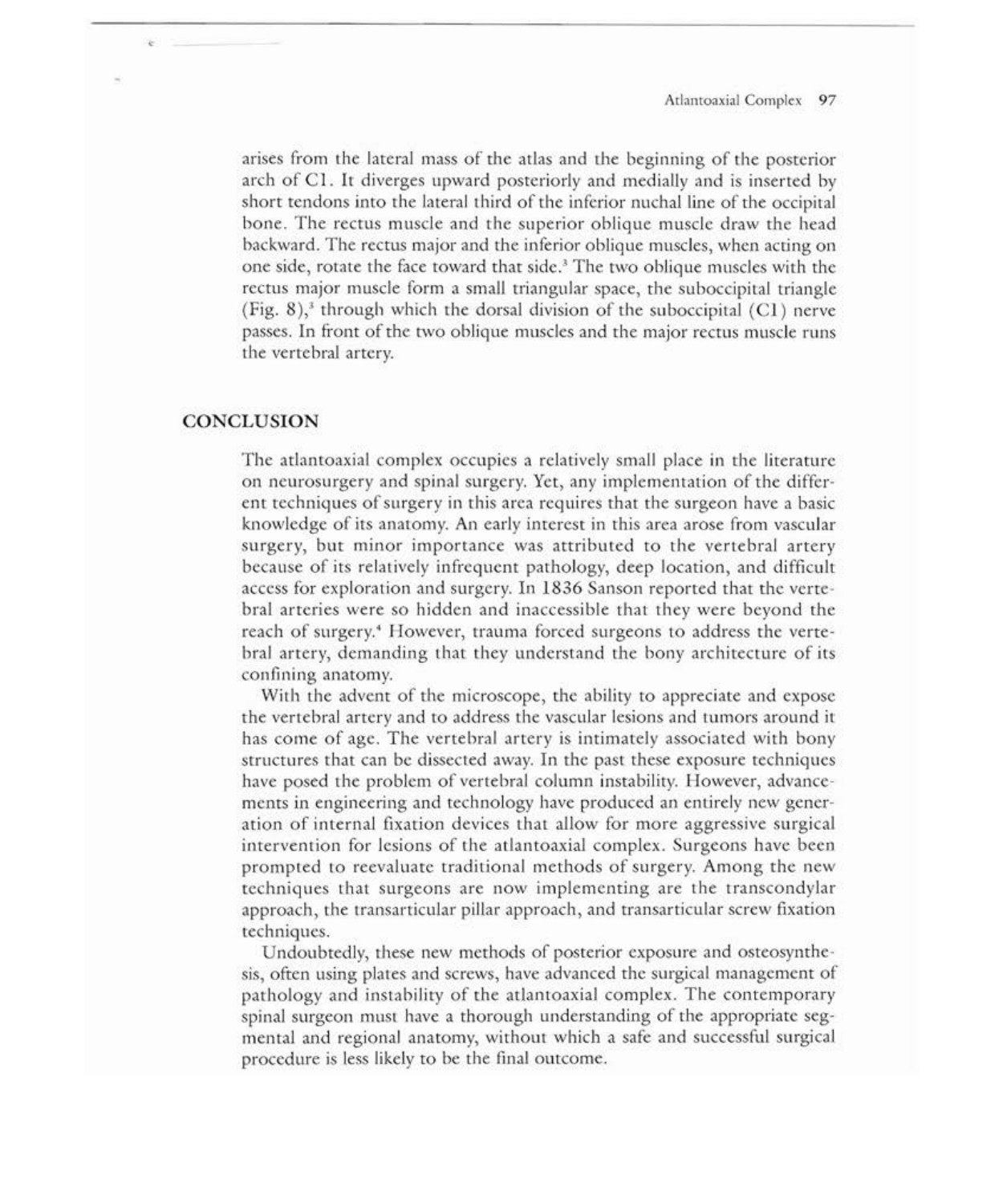arises from the lateral mass of the atlas and the beginning of the posterior arch of C1. It diverges upward posteriorly and medially and is inserted by short tendons into the lateral third of the inferior nuchal line of the occipital bone. The rectus muscle and the superior oblique muscle draw the head backward. The rectus major and the inferior oblique muscles, when acting on one side, rotate the face toward that side.[3] The two oblique muscles with the rectus major muscle form a small triangular space, the suboccipital triangle (Fig. 8),[3] through which the dorsal division of the suboccipital (C1) nerve passes. In front of the two oblique muscles and the major rectus muscle runs the vertebral artery.

## CONCLUSION

The atlantoaxial complex occupies a relatively small place in the literature on neurosurgery and spinal surgery. Yet, any implementation of the different techniques of surgery in this area requires that the surgeon have a basic knowledge of its anatomy. An early interest in this area arose from vascular surgery, but minor importance was attributed to the vertebral artery because of its relatively infrequent pathology, deep location, and difficult access for exploration and surgery. In 1836 Sanson reported that the vertebral arteries were so hidden and inaccessible that they were beyond the reach of surgery.[4] However, trauma forced surgeons to address the vertebral artery, demanding that they understand the bony architecture of its confining anatomy.

With the advent of the microscope, the ability to appreciate and expose the vertebral artery and to address the vascular lesions and tumors around it has come of age. The vertebral artery is intimately associated with bony structures that can be dissected away. In the past these exposure techniques have posed the problem of vertebral column instability. However, advancements in engineering and technology have produced an entirely new generation of internal fixation devices that allow for more aggressive surgical intervention for lesions of the atlantoaxial complex. Surgeons have been prompted to reevaluate traditional methods of surgery. Among the new techniques that surgeons are now implementing are the transcondylar approach, the transarticular pillar approach, and transarticular screw fixation techniques.

Undoubtedly, these new methods of posterior exposure and osteosynthesis, often using plates and screws, have advanced the surgical management of pathology and instability of the atlantoaxial complex. The contemporary spinal surgeon must have a thorough understanding of the appropriate segmental and regional anatomy, without which a safe and successful surgical procedure is less likely to be the final outcome.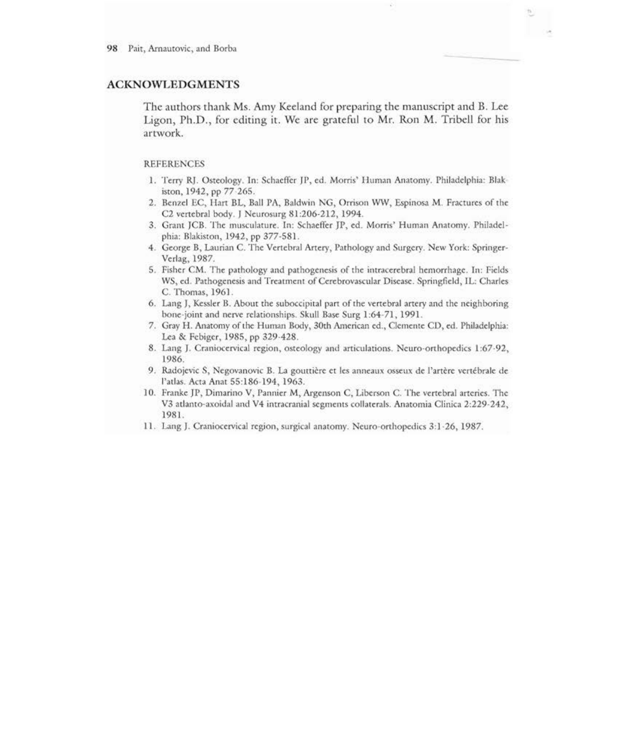## ACKNOWLEDGMENTS

The authors thank Ms. Amy Keeland for preparing the manuscript and B. Lee Ligon, Ph.D., for editing it. We are grateful to Mr. Ron M. Tribell for his artwork.

### REFERENCES

1. Terry RJ. Osteology. In: Schaeffer JP, ed. Morris' Human Anatomy. Philadelphia: Blakiston, 1942, pp 77-265.
2. Benzel EC, Hart BL, Ball PA, Baldwin NG, Orrison WW, Espinosa M. Fractures of the C2 vertebral body. J Neurosurg 81:206-212, 1994.
3. Grant JCB. The musculature. In: Schaeffer JP, ed. Morris' Human Anatomy. Philadelphia: Blakiston, 1942, pp 377-581.
4. George B, Laurian C. The Vertebral Artery, Pathology and Surgery. New York: Springer-Verlag, 1987.
5. Fisher CM. The pathology and pathogenesis of the intracerebral hemorrhage. In: Fields WS, ed. Pathogenesis and Treatment of Cerebrovascular Disease. Springfield, IL: Charles C. Thomas, 1961.
6. Lang J, Kessler B. About the suboccipital part of the vertebral artery and the neighboring bone-joint and nerve relationships. Skull Base Surg 1:64-71, 1991.
7. Gray H. Anatomy of the Human Body, 30th American ed., Clemente CD, ed. Philadelphia: Lea & Febiger, 1985, pp 329-428.
8. Lang J. Craniocervical region, osteology and articulations. Neuro-orthopedics 1:67-92, 1986.
9. Radojevic S, Negovanovic B. La gouttière et les anneaux osseux de l'artère vertébrale de l'atlas. Acta Anat 55:186-194, 1963.
10. Franke JP, Dimarino V, Pannier M, Argenson C, Liberson C. The vertebral arteries. The V3 atlanto-axoidal and V4 intracranial segments collaterals. Anatomia Clinica 2:229-242, 1981.
11. Lang J. Craniocervical region, surgical anatomy. Neuro-orthopedics 3:1-26, 1987.